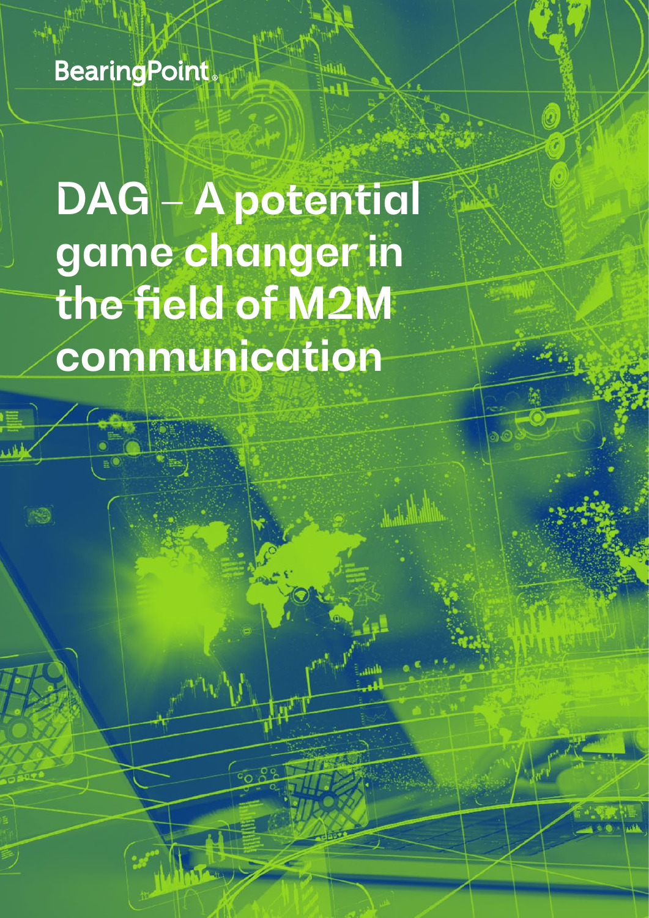BearingPoint

# DAG – A potential game changer in the field of M2M communication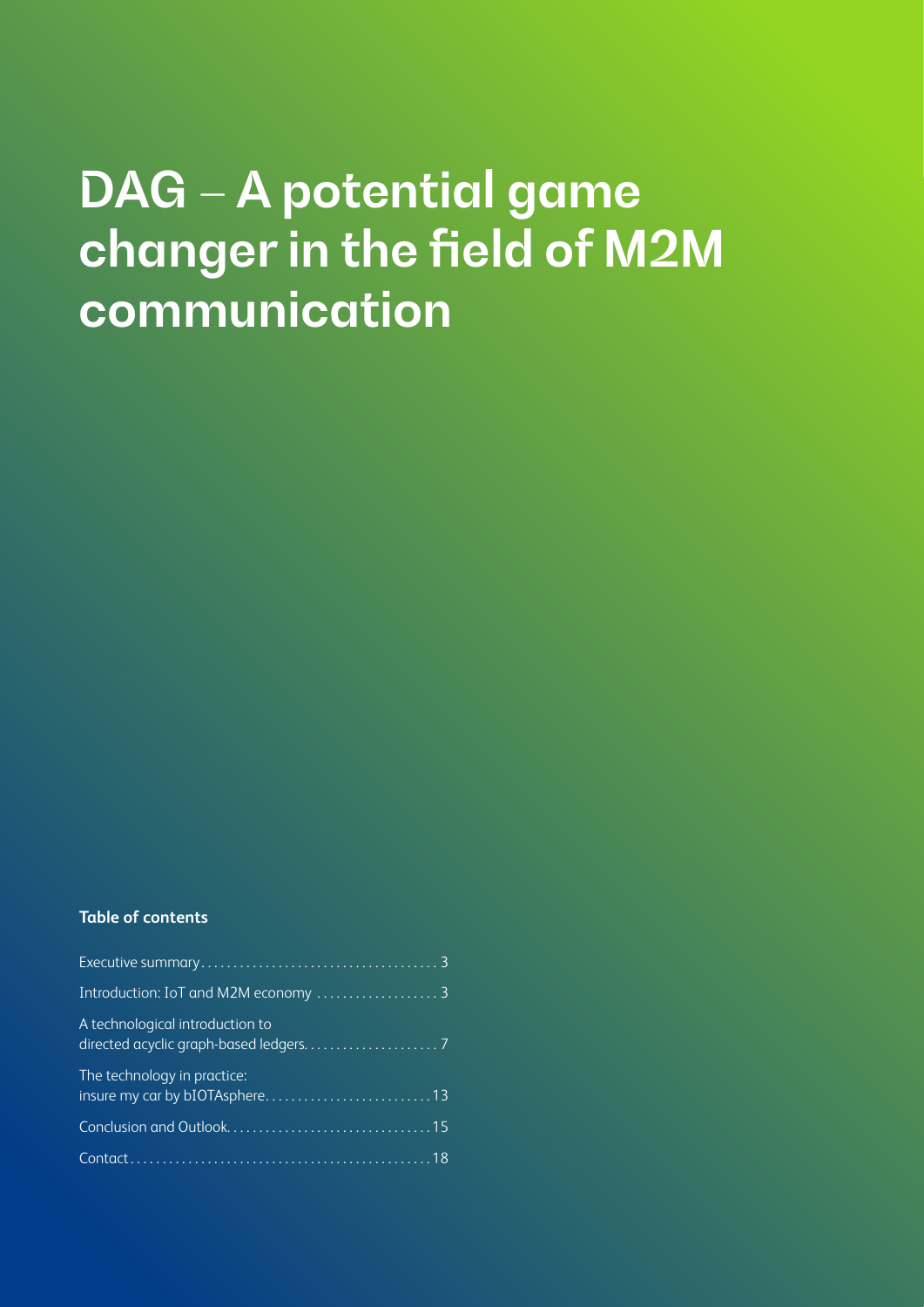# DAG – A potential game changer in the field of M2M communication

**Table of contents**

Executive summary . . . . . . . . . . . . . . . . . . . . . . . . . . . . . . . . . . . . 3

Introduction: IoT and M2M economy . . . . . . . . . . . . . . . . . . . 3

A technological introduction to directed acyclic graph-based ledgers. . . . . . . . . . . . . . . . . . . . . 7

The technology in practice: insure my car by bIOTAsphere. . . . . . . . . . . . . . . . . . . . . . . . . .13

Conclusion and Outlook. . . . . . . . . . . . . . . . . . . . . . . . . . . . . . . .15

Contact . . . . . . . . . . . . . . . . . . . . . . . . . . . . . . . . . . . . . . . . . . . . . .18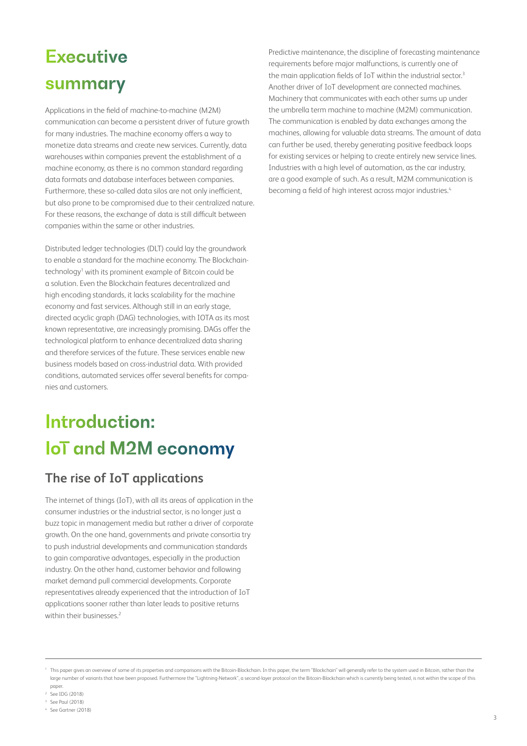# Executive summary

Applications in the field of machine-to-machine (M2M) communication can become a persistent driver of future growth for many industries. The machine economy offers a way to monetize data streams and create new services. Currently, data warehouses within companies prevent the establishment of a machine economy, as there is no common standard regarding data formats and database interfaces between companies. Furthermore, these so-called data silos are not only inefficient, but also prone to be compromised due to their centralized nature. For these reasons, the exchange of data is still difficult between companies within the same or other industries.

Distributed ledger technologies (DLT) could lay the groundwork to enable a standard for the machine economy. The Blockchain-technology[1] with its prominent example of Bitcoin could be a solution. Even the Blockchain features decentralized and high encoding standards, it lacks scalability for the machine economy and fast services. Although still in an early stage, directed acyclic graph (DAG) technologies, with IOTA as its most known representative, are increasingly promising. DAGs offer the technological platform to enhance decentralized data sharing and therefore services of the future. These services enable new business models based on cross-industrial data. With provided conditions, automated services offer several benefits for companies and customers.

# Introduction: IoT and M2M economy

## The rise of IoT applications

The internet of things (IoT), with all its areas of application in the consumer industries or the industrial sector, is no longer just a buzz topic in management media but rather a driver of corporate growth. On the one hand, governments and private consortia try to push industrial developments and communication standards to gain comparative advantages, especially in the production industry. On the other hand, customer behavior and following market demand pull commercial developments. Corporate representatives already experienced that the introduction of IoT applications sooner rather than later leads to positive returns within their businesses.[2]

Predictive maintenance, the discipline of forecasting maintenance requirements before major malfunctions, is currently one of the main application fields of IoT within the industrial sector.[3] Another driver of IoT development are connected machines. Machinery that communicates with each other sums up under the umbrella term machine to machine (M2M) communication. The communication is enabled by data exchanges among the machines, allowing for valuable data streams. The amount of data can further be used, thereby generating positive feedback loops for existing services or helping to create entirely new service lines. Industries with a high level of automation, as the car industry, are a good example of such. As a result, M2M communication is becoming a field of high interest across major industries.[4]

---

[1] This paper gives an overview of some of its properties and comparisons with the Bitcoin-Blockchain. In this paper, the term "Blockchain" will generally refer to the system used in Bitcoin, rather than the large number of variants that have been proposed. Furthermore the "Lightning-Network", a second-layer protocol on the Bitcoin-Blockchain which is currently being tested, is not within the scope of this paper.

[2] See IDG (2018)

[3] See Paul (2018)

[4] See Gartner (2018)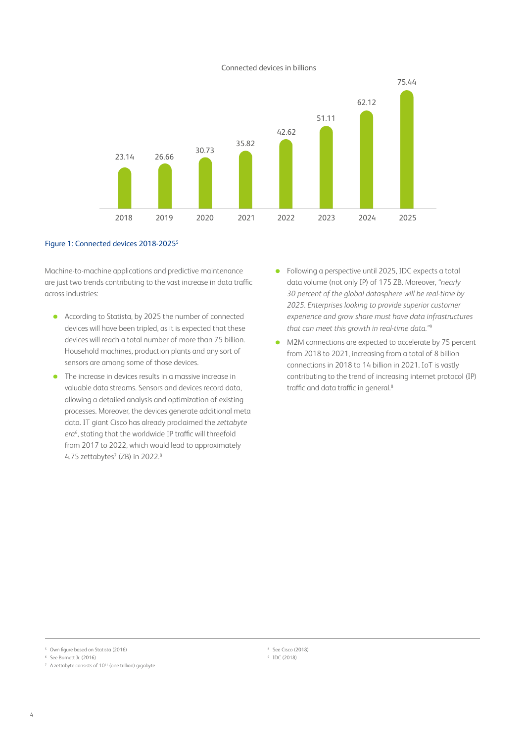Connected devices in billions

| 2018 | 2019 | 2020 | 2021 | 2022 | 2023 | 2024 | 2025 |
| --- | --- | --- | --- | --- | --- | --- | --- |
| 23.14 | 26.66 | 30.73 | 35.82 | 42.62 | 51.11 | 62.12 | 75.44 |

Figure 1: Connected devices 2018-2025[5]

Machine-to-machine applications and predictive maintenance are just two trends contributing to the vast increase in data traffic across industries:

- According to Statista, by 2025 the number of connected devices will have been tripled, as it is expected that these devices will reach a total number of more than 75 billion. Household machines, production plants and any sort of sensors are among some of those devices.
- The increase in devices results in a massive increase in valuable data streams. Sensors and devices record data, allowing a detailed analysis and optimization of existing processes. Moreover, the devices generate additional meta data. IT giant Cisco has already proclaimed the *zettabyte era*[6], stating that the worldwide IP traffic will threefold from 2017 to 2022, which would lead to approximately 4.75 zettabytes[7] (ZB) in 2022.[8]
- Following a perspective until 2025, IDC expects a total data volume (not only IP) of 175 ZB. Moreover, *"nearly 30 percent of the global datasphere will be real-time by 2025. Enterprises looking to provide superior customer experience and grow share must have data infrastructures that can meet this growth in real-time data."*[9]
- M2M connections are expected to accelerate by 75 percent from 2018 to 2021, increasing from a total of 8 billion connections in 2018 to 14 billion in 2021. IoT is vastly contributing to the trend of increasing internet protocol (IP) traffic and data traffic in general.[8]

[5] Own figure based on Statista (2016)
[6] See Barnett Jr. (2016)
[7] A zettabyte consists of $10^{11}$ (one trillion) gigabyte
[8] See Cisco (2018)
[9] IDC (2018)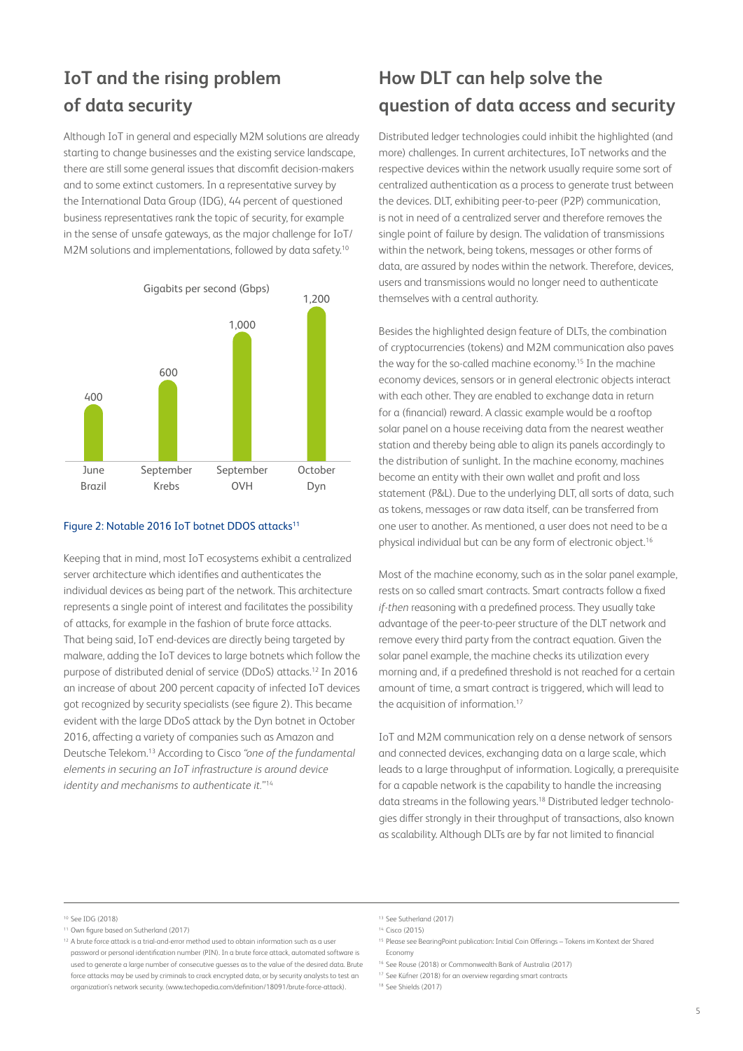## IoT and the rising problem of data security

Although IoT in general and especially M2M solutions are already starting to change businesses and the existing service landscape, there are still some general issues that discomfit decision-makers and to some extinct customers. In a representative survey by the International Data Group (IDG), 44 percent of questioned business representatives rank the topic of security, for example in the sense of unsafe gateways, as the major challenge for IoT/M2M solutions and implementations, followed by data safety.[10]

Gigabits per second (Gbps)

| | June Brazil | September Krebs | September OVH | October Dyn |
|---|---|---|---|---|
| Gbps | 400 | 600 | 1,000 | 1,200 |

Figure 2: Notable 2016 IoT botnet DDOS attacks[11]

Keeping that in mind, most IoT ecosystems exhibit a centralized server architecture which identifies and authenticates the individual devices as being part of the network. This architecture represents a single point of interest and facilitates the possibility of attacks, for example in the fashion of brute force attacks. That being said, IoT end-devices are directly being targeted by malware, adding the IoT devices to large botnets which follow the purpose of distributed denial of service (DDoS) attacks.[12] In 2016 an increase of about 200 percent capacity of infected IoT devices got recognized by security specialists (see figure 2). This became evident with the large DDoS attack by the Dyn botnet in October 2016, affecting a variety of companies such as Amazon and Deutsche Telekom.[13] According to Cisco *"one of the fundamental elements in securing an IoT infrastructure is around device identity and mechanisms to authenticate it."*[14]

## How DLT can help solve the question of data access and security

Distributed ledger technologies could inhibit the highlighted (and more) challenges. In current architectures, IoT networks and the respective devices within the network usually require some sort of centralized authentication as a process to generate trust between the devices. DLT, exhibiting peer-to-peer (P2P) communication, is not in need of a centralized server and therefore removes the single point of failure by design. The validation of transmissions within the network, being tokens, messages or other forms of data, are assured by nodes within the network. Therefore, devices, users and transmissions would no longer need to authenticate themselves with a central authority.

Besides the highlighted design feature of DLTs, the combination of cryptocurrencies (tokens) and M2M communication also paves the way for the so-called machine economy.[15] In the machine economy devices, sensors or in general electronic objects interact with each other. They are enabled to exchange data in return for a (financial) reward. A classic example would be a rooftop solar panel on a house receiving data from the nearest weather station and thereby being able to align its panels accordingly to the distribution of sunlight. In the machine economy, machines become an entity with their own wallet and profit and loss statement (P&L). Due to the underlying DLT, all sorts of data, such as tokens, messages or raw data itself, can be transferred from one user to another. As mentioned, a user does not need to be a physical individual but can be any form of electronic object.[16]

Most of the machine economy, such as in the solar panel example, rests on so called smart contracts. Smart contracts follow a fixed *if-then* reasoning with a predefined process. They usually take advantage of the peer-to-peer structure of the DLT network and remove every third party from the contract equation. Given the solar panel example, the machine checks its utilization every morning and, if a predefined threshold is not reached for a certain amount of time, a smart contract is triggered, which will lead to the acquisition of information.[17]

IoT and M2M communication rely on a dense network of sensors and connected devices, exchanging data on a large scale, which leads to a large throughput of information. Logically, a prerequisite for a capable network is the capability to handle the increasing data streams in the following years.[18] Distributed ledger technologies differ strongly in their throughput of transactions, also known as scalability. Although DLTs are by far not limited to financial

---

[10] See IDG (2018)

[11] Own figure based on Sutherland (2017)

[12] A brute force attack is a trial-and-error method used to obtain information such as a user password or personal identification number (PIN). In a brute force attack, automated software is used to generate a large number of consecutive guesses as to the value of the desired data. Brute force attacks may be used by criminals to crack encrypted data, or by security analysts to test an organization's network security. (www.techopedia.com/definition/18091/brute-force-attack).

[13] See Sutherland (2017)

[14] Cisco (2015)

[15] Please see BearingPoint publication: Initial Coin Offerings – Tokens im Kontext der Shared Economy

[16] See Rouse (2018) or Commonwealth Bank of Australia (2017)

[17] See Küfner (2018) for an overview regarding smart contracts

[18] See Shields (2017)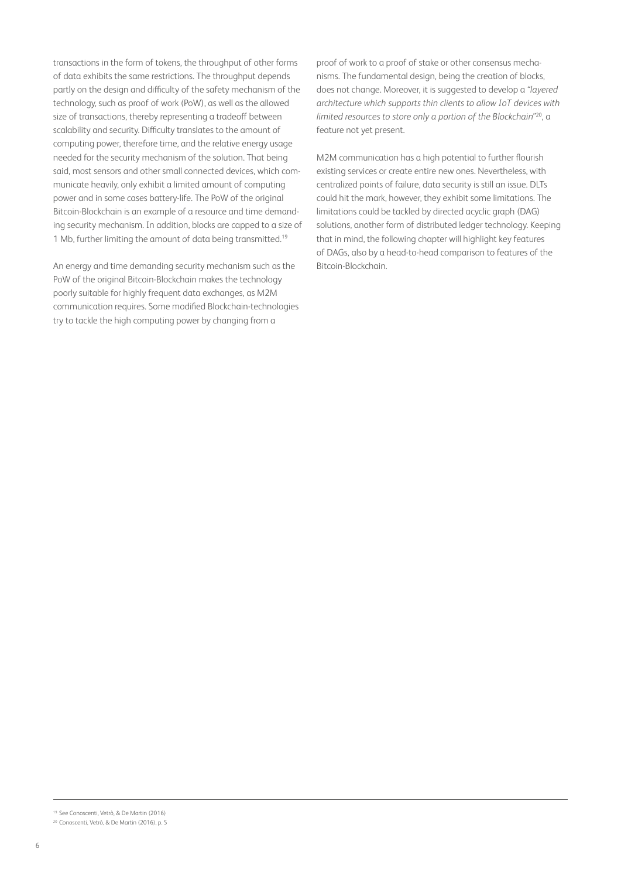transactions in the form of tokens, the throughput of other forms of data exhibits the same restrictions. The throughput depends partly on the design and difficulty of the safety mechanism of the technology, such as proof of work (PoW), as well as the allowed size of transactions, thereby representing a tradeoff between scalability and security. Difficulty translates to the amount of computing power, therefore time, and the relative energy usage needed for the security mechanism of the solution. That being said, most sensors and other small connected devices, which communicate heavily, only exhibit a limited amount of computing power and in some cases battery-life. The PoW of the original Bitcoin-Blockchain is an example of a resource and time demanding security mechanism. In addition, blocks are capped to a size of 1 Mb, further limiting the amount of data being transmitted.[19]

An energy and time demanding security mechanism such as the PoW of the original Bitcoin-Blockchain makes the technology poorly suitable for highly frequent data exchanges, as M2M communication requires. Some modified Blockchain-technologies try to tackle the high computing power by changing from a proof of work to a proof of stake or other consensus mechanisms. The fundamental design, being the creation of blocks, does not change. Moreover, it is suggested to develop a *"layered architecture which supports thin clients to allow IoT devices with limited resources to store only a portion of the Blockchain"*[20], a feature not yet present.

M2M communication has a high potential to further flourish existing services or create entire new ones. Nevertheless, with centralized points of failure, data security is still an issue. DLTs could hit the mark, however, they exhibit some limitations. The limitations could be tackled by directed acyclic graph (DAG) solutions, another form of distributed ledger technology. Keeping that in mind, the following chapter will highlight key features of DAGs, also by a head-to-head comparison to features of the Bitcoin-Blockchain.

---

[19] See Conoscenti, Vetrò, & De Martin (2016)

[20] Conoscenti, Vetrò, & De Martin (2016), p. 5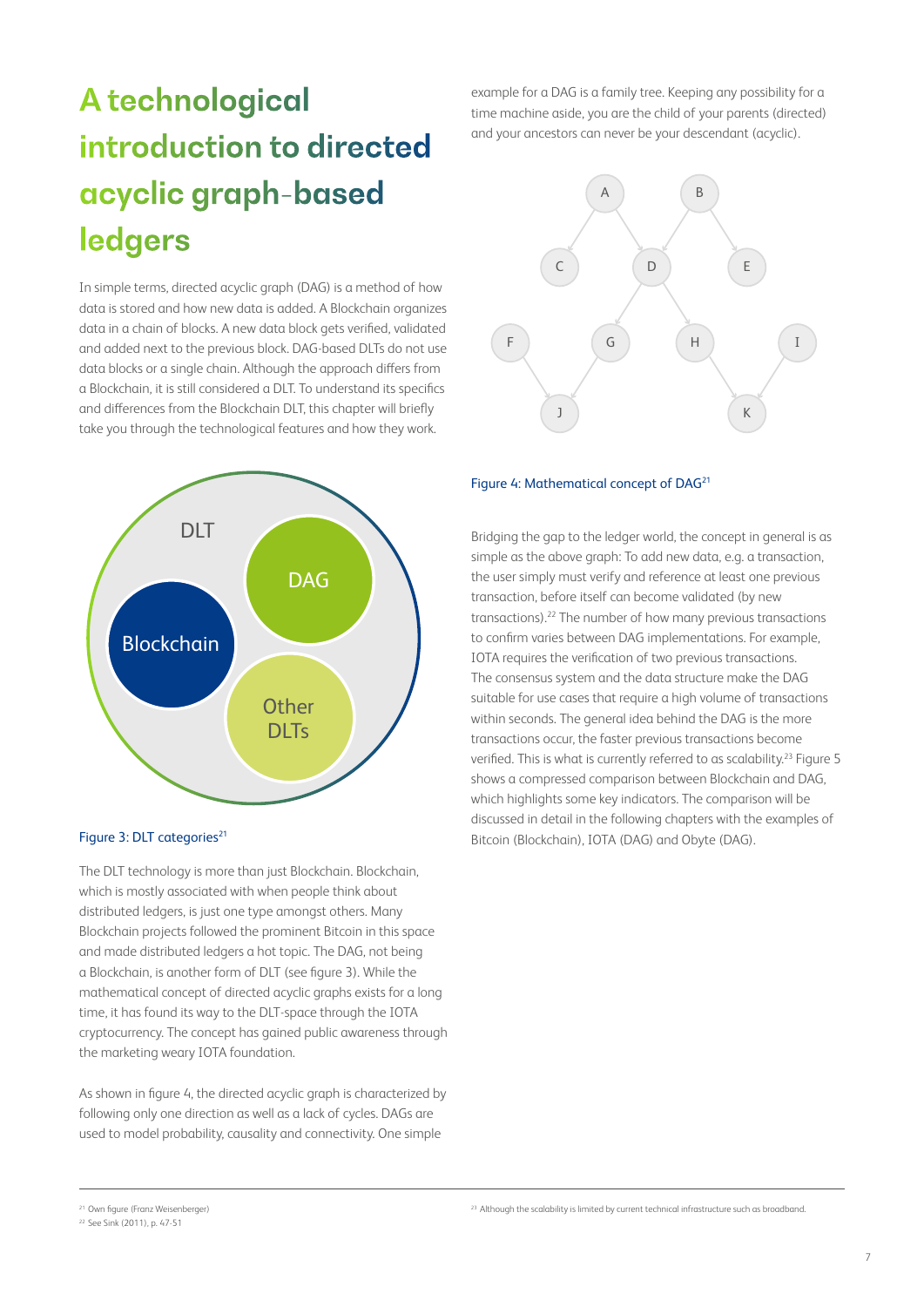# A technological introduction to directed acyclic graph-based ledgers

In simple terms, directed acyclic graph (DAG) is a method of how data is stored and how new data is added. A Blockchain organizes data in a chain of blocks. A new data block gets verified, validated and added next to the previous block. DAG-based DLTs do not use data blocks or a single chain. Although the approach differs from a Blockchain, it is still considered a DLT. To understand its specifics and differences from the Blockchain DLT, this chapter will briefly take you through the technological features and how they work.

Figure 3: DLT categories[21]

The DLT technology is more than just Blockchain. Blockchain, which is mostly associated with when people think about distributed ledgers, is just one type amongst others. Many Blockchain projects followed the prominent Bitcoin in this space and made distributed ledgers a hot topic. The DAG, not being a Blockchain, is another form of DLT (see figure 3). While the mathematical concept of directed acyclic graphs exists for a long time, it has found its way to the DLT-space through the IOTA cryptocurrency. The concept has gained public awareness through the marketing weary IOTA foundation.

As shown in figure 4, the directed acyclic graph is characterized by following only one direction as well as a lack of cycles. DAGs are used to model probability, causality and connectivity. One simple example for a DAG is a family tree. Keeping any possibility for a time machine aside, you are the child of your parents (directed) and your ancestors can never be your descendant (acyclic).

Figure 4: Mathematical concept of DAG[21]

Bridging the gap to the ledger world, the concept in general is as simple as the above graph: To add new data, e.g. a transaction, the user simply must verify and reference at least one previous transaction, before itself can become validated (by new transactions).[22] The number of how many previous transactions to confirm varies between DAG implementations. For example, IOTA requires the verification of two previous transactions. The consensus system and the data structure make the DAG suitable for use cases that require a high volume of transactions within seconds. The general idea behind the DAG is the more transactions occur, the faster previous transactions become verified. This is what is currently referred to as scalability.[23] Figure 5 shows a compressed comparison between Blockchain and DAG, which highlights some key indicators. The comparison will be discussed in detail in the following chapters with the examples of Bitcoin (Blockchain), IOTA (DAG) and Obyte (DAG).

---

[21] Own figure (Franz Weisenberger)
[22] See Sink (2011), p. 47-51
[23] Although the scalability is limited by current technical infrastructure such as broadband.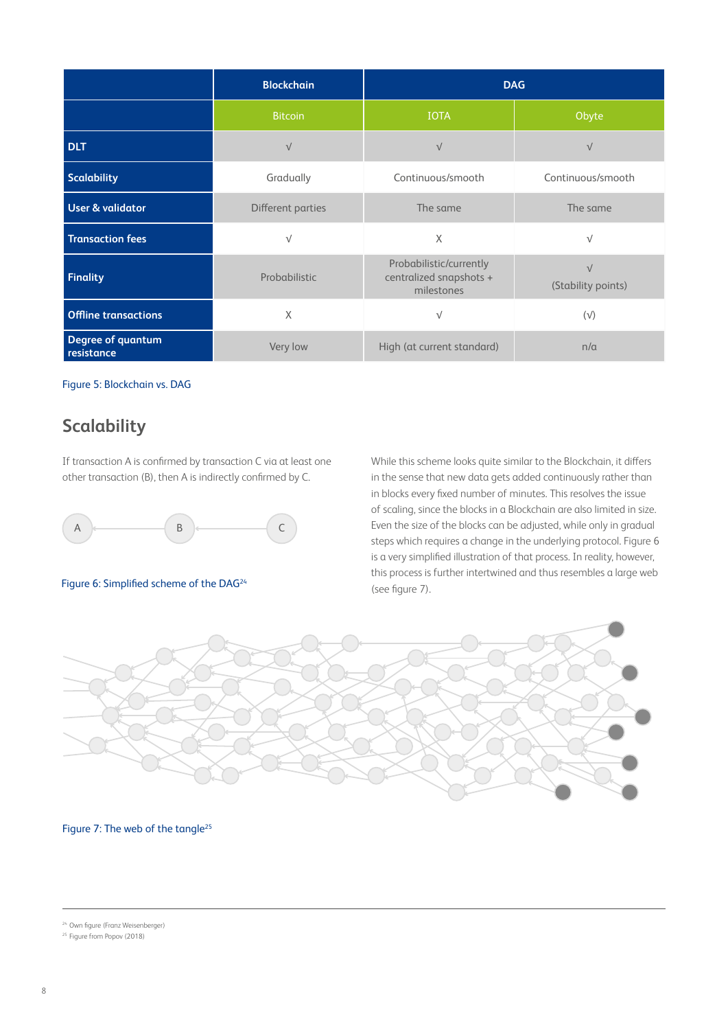| | Blockchain | DAG | |
|---|---|---|---|
| | Bitcoin | IOTA | Obyte |
| **DLT** | √ | √ | √ |
| **Scalability** | Gradually | Continuous/smooth | Continuous/smooth |
| **User & validator** | Different parties | The same | The same |
| **Transaction fees** | √ | X | √ |
| **Finality** | Probabilistic | Probabilistic/currently centralized snapshots + milestones | √ (Stability points) |
| **Offline transactions** | X | √ | (√) |
| **Degree of quantum resistance** | Very low | High (at current standard) | n/a |

Figure 5: Blockchain vs. DAG

## Scalability

If transaction A is confirmed by transaction C via at least one other transaction (B), then A is indirectly confirmed by C.

Figure 6: Simplified scheme of the DAG[24]

While this scheme looks quite similar to the Blockchain, it differs in the sense that new data gets added continuously rather than in blocks every fixed number of minutes. This resolves the issue of scaling, since the blocks in a Blockchain are also limited in size. Even the size of the blocks can be adjusted, while only in gradual steps which requires a change in the underlying protocol. Figure 6 is a very simplified illustration of that process. In reality, however, this process is further intertwined and thus resembles a large web (see figure 7).

Figure 7: The web of the tangle[25]

---

[24] Own figure (Franz Weisenberger)
[25] Figure from Popov (2018)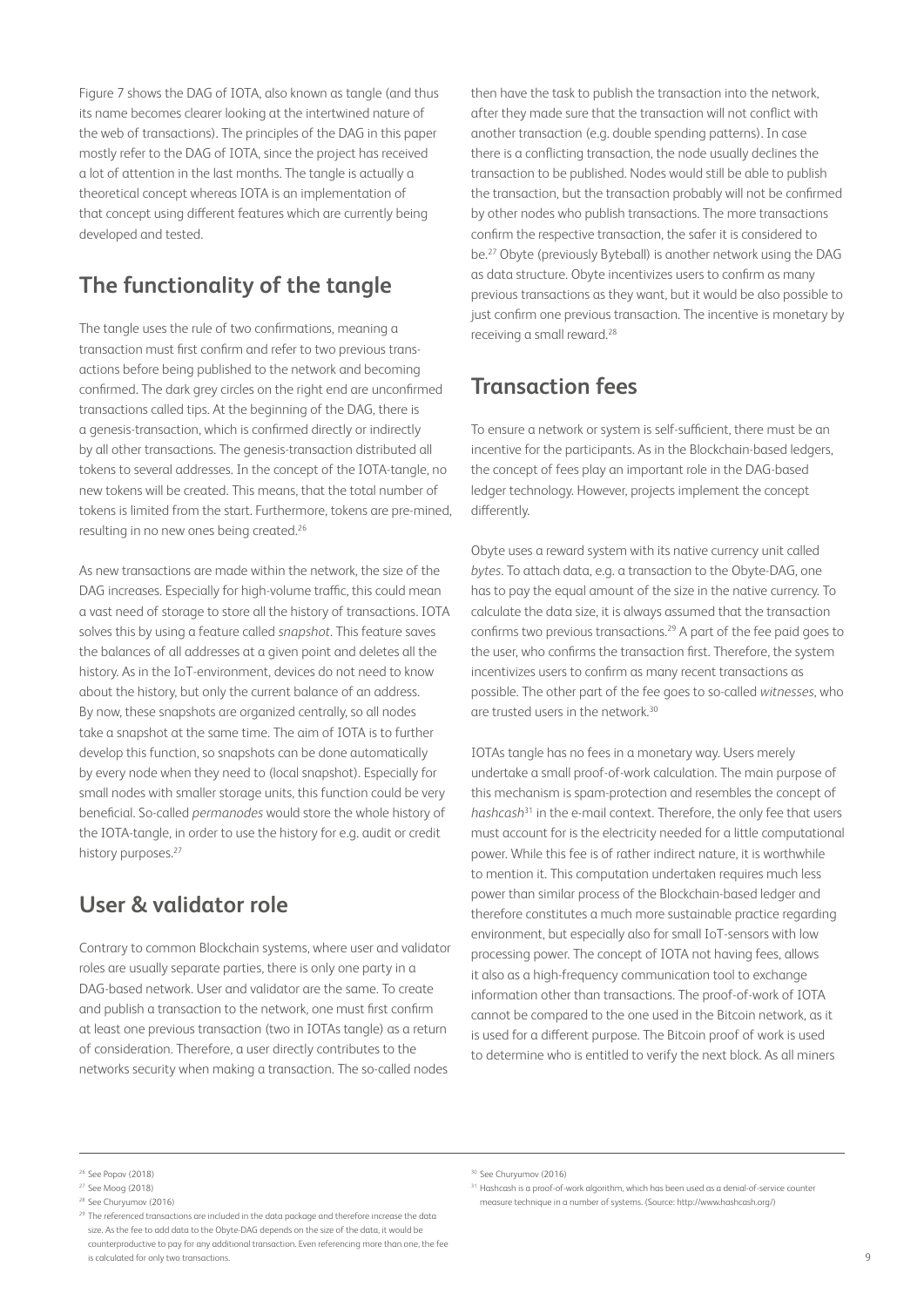Figure 7 shows the DAG of IOTA, also known as tangle (and thus its name becomes clearer looking at the intertwined nature of the web of transactions). The principles of the DAG in this paper mostly refer to the DAG of IOTA, since the project has received a lot of attention in the last months. The tangle is actually a theoretical concept whereas IOTA is an implementation of that concept using different features which are currently being developed and tested.

## The functionality of the tangle

The tangle uses the rule of two confirmations, meaning a transaction must first confirm and refer to two previous transactions before being published to the network and becoming confirmed. The dark grey circles on the right end are unconfirmed transactions called tips. At the beginning of the DAG, there is a genesis-transaction, which is confirmed directly or indirectly by all other transactions. The genesis-transaction distributed all tokens to several addresses. In the concept of the IOTA-tangle, no new tokens will be created. This means, that the total number of tokens is limited from the start. Furthermore, tokens are pre-mined, resulting in no new ones being created.[26]

As new transactions are made within the network, the size of the DAG increases. Especially for high-volume traffic, this could mean a vast need of storage to store all the history of transactions. IOTA solves this by using a feature called *snapshot*. This feature saves the balances of all addresses at a given point and deletes all the history. As in the IoT-environment, devices do not need to know about the history, but only the current balance of an address. By now, these snapshots are organized centrally, so all nodes take a snapshot at the same time. The aim of IOTA is to further develop this function, so snapshots can be done automatically by every node when they need to (local snapshot). Especially for small nodes with smaller storage units, this function could be very beneficial. So-called *permanodes* would store the whole history of the IOTA-tangle, in order to use the history for e.g. audit or credit history purposes.[27]

## User & validator role

Contrary to common Blockchain systems, where user and validator roles are usually separate parties, there is only one party in a DAG-based network. User and validator are the same. To create and publish a transaction to the network, one must first confirm at least one previous transaction (two in IOTAs tangle) as a return of consideration. Therefore, a user directly contributes to the networks security when making a transaction. The so-called nodes then have the task to publish the transaction into the network, after they made sure that the transaction will not conflict with another transaction (e.g. double spending patterns). In case there is a conflicting transaction, the node usually declines the transaction to be published. Nodes would still be able to publish the transaction, but the transaction probably will not be confirmed by other nodes who publish transactions. The more transactions confirm the respective transaction, the safer it is considered to be.[27] Obyte (previously Byteball) is another network using the DAG as data structure. Obyte incentivizes users to confirm as many previous transactions as they want, but it would be also possible to just confirm one previous transaction. The incentive is monetary by receiving a small reward.[28]

## Transaction fees

To ensure a network or system is self-sufficient, there must be an incentive for the participants. As in the Blockchain-based ledgers, the concept of fees play an important role in the DAG-based ledger technology. However, projects implement the concept differently.

Obyte uses a reward system with its native currency unit called *bytes*. To attach data, e.g. a transaction to the Obyte-DAG, one has to pay the equal amount of the size in the native currency. To calculate the data size, it is always assumed that the transaction confirms two previous transactions.[29] A part of the fee paid goes to the user, who confirms the transaction first. Therefore, the system incentivizes users to confirm as many recent transactions as possible. The other part of the fee goes to so-called *witnesses*, who are trusted users in the network.[30]

IOTAs tangle has no fees in a monetary way. Users merely undertake a small proof-of-work calculation. The main purpose of this mechanism is spam-protection and resembles the concept of *hashcash*[31] in the e-mail context. Therefore, the only fee that users must account for is the electricity needed for a little computational power. While this fee is of rather indirect nature, it is worthwhile to mention it. This computation undertaken requires much less power than similar process of the Blockchain-based ledger and therefore constitutes a much more sustainable practice regarding environment, but especially also for small IoT-sensors with low processing power. The concept of IOTA not having fees, allows it also as a high-frequency communication tool to exchange information other than transactions. The proof-of-work of IOTA cannot be compared to the one used in the Bitcoin network, as it is used for a different purpose. The Bitcoin proof of work is used to determine who is entitled to verify the next block. As all miners

---

[26] See Popov (2018)

[27] See Moog (2018)

[28] See Churyumov (2016)

[29] The referenced transactions are included in the data package and therefore increase the data size. As the fee to add data to the Obyte-DAG depends on the size of the data, it would be counterproductive to pay for any additional transaction. Even referencing more than one, the fee is calculated for only two transactions.

[30] See Churyumov (2016)

[31] Hashcash is a proof-of-work algorithm, which has been used as a denial-of-service counter measure technique in a number of systems. (Source: http://www.hashcash.org/)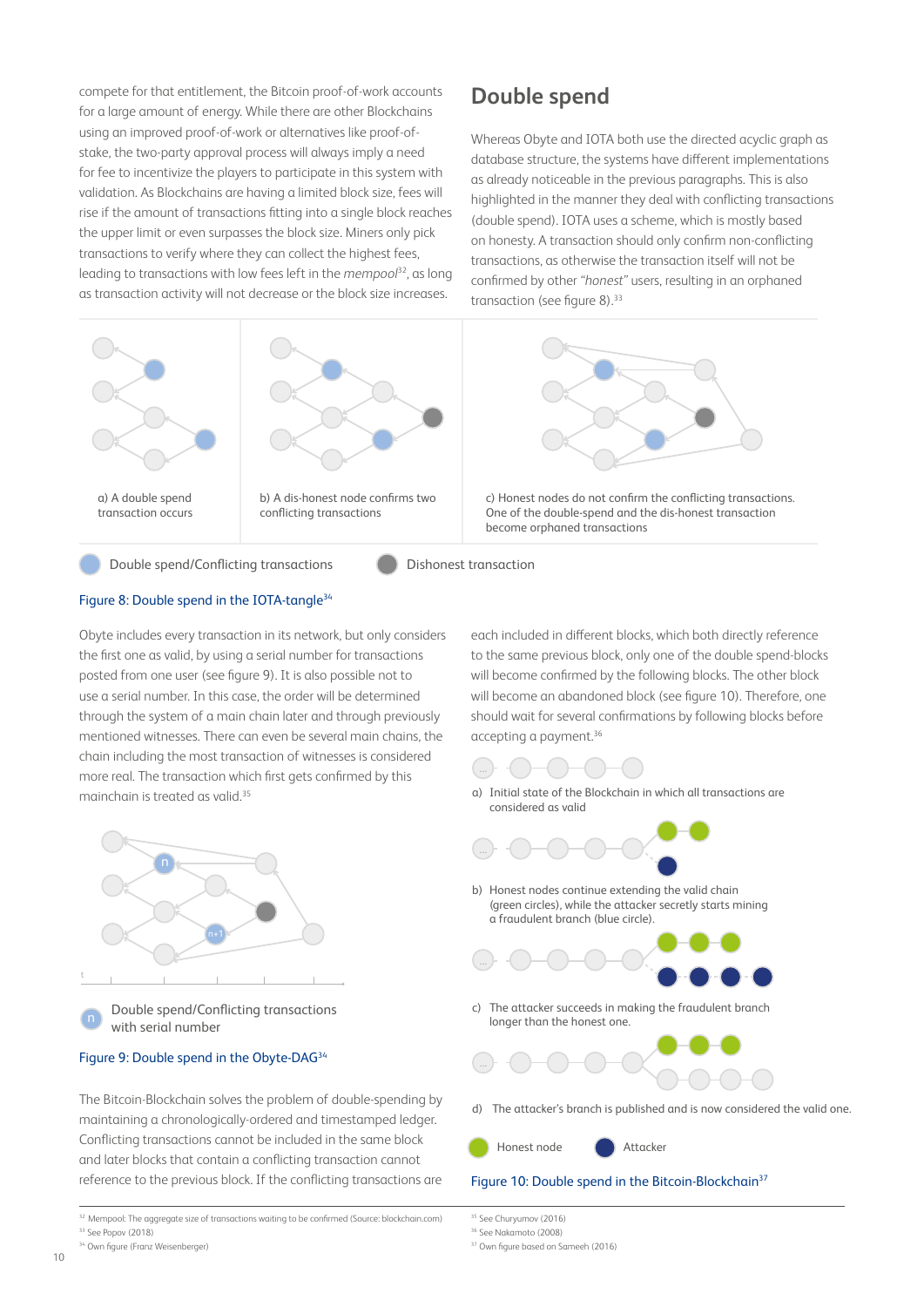compete for that entitlement, the Bitcoin proof-of-work accounts for a large amount of energy. While there are other Blockchains using an improved proof-of-work or alternatives like proof-of-stake, the two-party approval process will always imply a need for fee to incentivize the players to participate in this system with validation. As Blockchains are having a limited block size, fees will rise if the amount of transactions fitting into a single block reaches the upper limit or even surpasses the block size. Miners only pick transactions to verify where they can collect the highest fees, leading to transactions with low fees left in the *mempool*[32], as long as transaction activity will not decrease or the block size increases.

## Double spend

Whereas Obyte and IOTA both use the directed acyclic graph as database structure, the systems have different implementations as already noticeable in the previous paragraphs. This is also highlighted in the manner they deal with conflicting transactions (double spend). IOTA uses a scheme, which is mostly based on honesty. A transaction should only confirm non-conflicting transactions, as otherwise the transaction itself will not be confirmed by other *"honest"* users, resulting in an orphaned transaction (see figure 8).[33]

a) A double spend transaction occurs

b) A dis-honest node confirms two conflicting transactions

c) Honest nodes do not confirm the conflicting transactions. One of the double-spend and the dis-honest transaction become orphaned transactions

Double spend/Conflicting transactions

Dishonest transaction

Figure 8: Double spend in the IOTA-tangle[34]

Obyte includes every transaction in its network, but only considers the first one as valid, by using a serial number for transactions posted from one user (see figure 9). It is also possible not to use a serial number. In this case, the order will be determined through the system of a main chain later and through previously mentioned witnesses. There can even be several main chains, the chain including the most transaction of witnesses is considered more real. The transaction which first gets confirmed by this mainchain is treated as valid.[35]

Double spend/Conflicting transactions with serial number

Figure 9: Double spend in the Obyte-DAG[34]

The Bitcoin-Blockchain solves the problem of double-spending by maintaining a chronologically-ordered and timestamped ledger. Conflicting transactions cannot be included in the same block and later blocks that contain a conflicting transaction cannot reference to the previous block. If the conflicting transactions are each included in different blocks, which both directly reference to the same previous block, only one of the double spend-blocks will become confirmed by the following blocks. The other block will become an abandoned block (see figure 10). Therefore, one should wait for several confirmations by following blocks before accepting a payment.[36]

a) Initial state of the Blockchain in which all transactions are considered as valid

b) Honest nodes continue extending the valid chain (green circles), while the attacker secretly starts mining a fraudulent branch (blue circle).

c) The attacker succeeds in making the fraudulent branch longer than the honest one.

d) The attacker's branch is published and is now considered the valid one.

Honest node

Attacker

Figure 10: Double spend in the Bitcoin-Blockchain[37]

[32] Mempool: The aggregate size of transactions waiting to be confirmed (Source: blockchain.com)
[33] See Popov (2018)
[34] Own figure (Franz Weisenberger)
[35] See Churyumov (2016)
[36] See Nakamoto (2008)
[37] Own figure based on Sameeh (2016)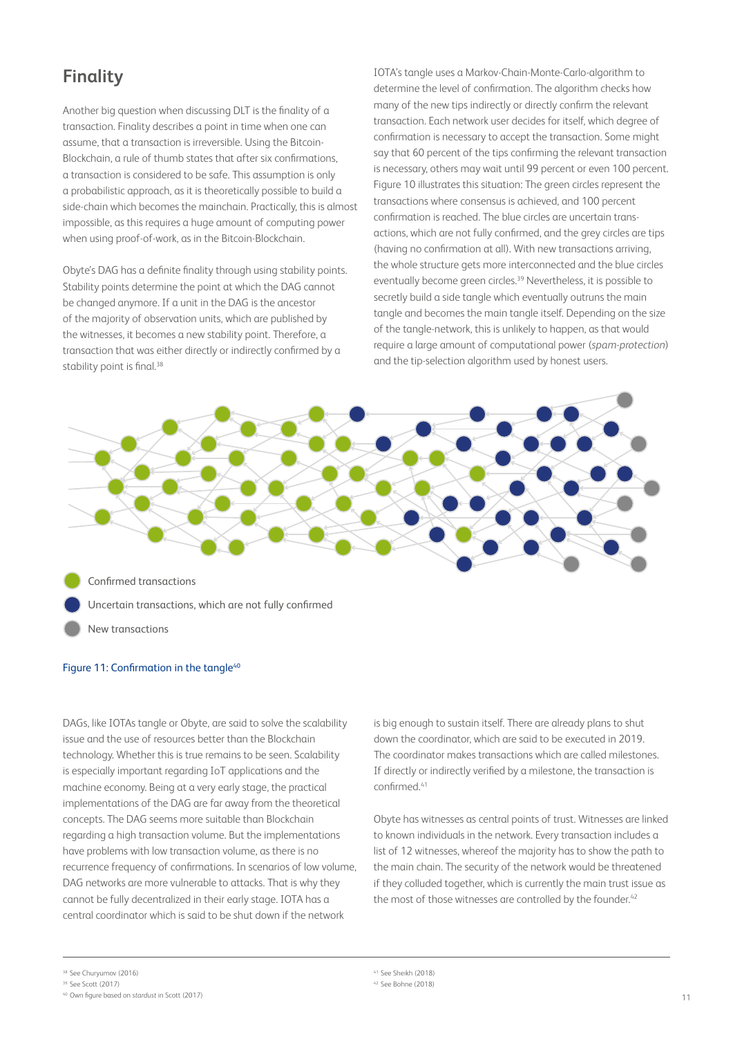## Finality

Another big question when discussing DLT is the finality of a transaction. Finality describes a point in time when one can assume, that a transaction is irreversible. Using the Bitcoin-Blockchain, a rule of thumb states that after six confirmations, a transaction is considered to be safe. This assumption is only a probabilistic approach, as it is theoretically possible to build a side-chain which becomes the mainchain. Practically, this is almost impossible, as this requires a huge amount of computing power when using proof-of-work, as in the Bitcoin-Blockchain.

Obyte's DAG has a definite finality through using stability points. Stability points determine the point at which the DAG cannot be changed anymore. If a unit in the DAG is the ancestor of the majority of observation units, which are published by the witnesses, it becomes a new stability point. Therefore, a transaction that was either directly or indirectly confirmed by a stability point is final.[38]

IOTA's tangle uses a Markov-Chain-Monte-Carlo-algorithm to determine the level of confirmation. The algorithm checks how many of the new tips indirectly or directly confirm the relevant transaction. Each network user decides for itself, which degree of confirmation is necessary to accept the transaction. Some might say that 60 percent of the tips confirming the relevant transaction is necessary, others may wait until 99 percent or even 100 percent. Figure 10 illustrates this situation: The green circles represent the transactions where consensus is achieved, and 100 percent confirmation is reached. The blue circles are uncertain transactions, which are not fully confirmed, and the grey circles are tips (having no confirmation at all). With new transactions arriving, the whole structure gets more interconnected and the blue circles eventually become green circles.[39] Nevertheless, it is possible to secretly build a side tangle which eventually outruns the main tangle and becomes the main tangle itself. Depending on the size of the tangle-network, this is unlikely to happen, as that would require a large amount of computational power (*spam-protection*) and the tip-selection algorithm used by honest users.

Confirmed transactions

Uncertain transactions, which are not fully confirmed

New transactions

Figure 11: Confirmation in the tangle[40]

DAGs, like IOTAs tangle or Obyte, are said to solve the scalability issue and the use of resources better than the Blockchain technology. Whether this is true remains to be seen. Scalability is especially important regarding IoT applications and the machine economy. Being at a very early stage, the practical implementations of the DAG are far away from the theoretical concepts. The DAG seems more suitable than Blockchain regarding a high transaction volume. But the implementations have problems with low transaction volume, as there is no recurrence frequency of confirmations. In scenarios of low volume, DAG networks are more vulnerable to attacks. That is why they cannot be fully decentralized in their early stage. IOTA has a central coordinator which is said to be shut down if the network is big enough to sustain itself. There are already plans to shut down the coordinator, which are said to be executed in 2019. The coordinator makes transactions which are called milestones. If directly or indirectly verified by a milestone, the transaction is confirmed.[41]

Obyte has witnesses as central points of trust. Witnesses are linked to known individuals in the network. Every transaction includes a list of 12 witnesses, whereof the majority has to show the path to the main chain. The security of the network would be threatened if they colluded together, which is currently the main trust issue as the most of those witnesses are controlled by the founder.[42]

---

[38] See Churyumov (2016)
[39] See Scott (2017)
[40] Own figure based on *stardust* in Scott (2017)
[41] See Sheikh (2018)
[42] See Bohne (2018)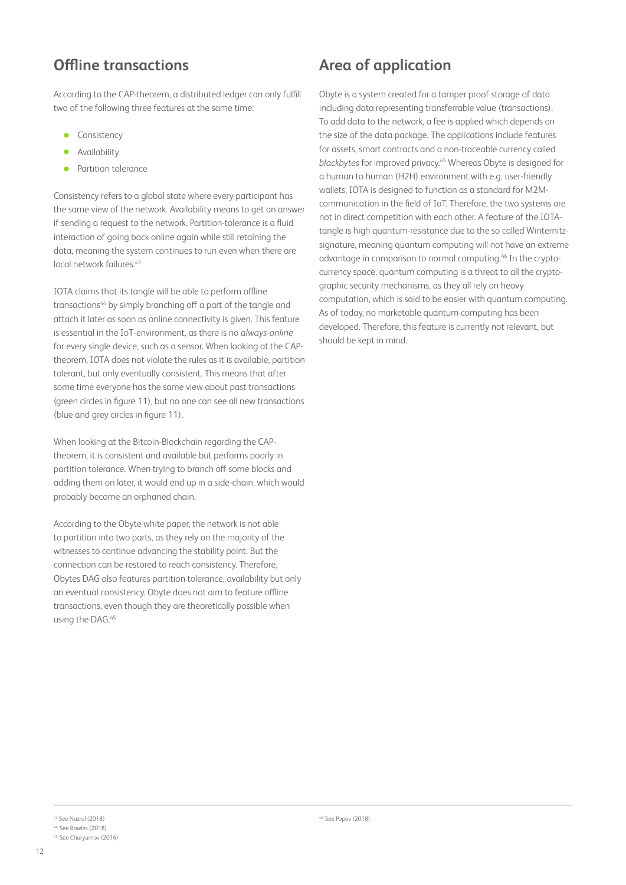## Offline transactions

According to the CAP-theorem, a distributed ledger can only fulfill two of the following three features at the same time:

- Consistency
- Availability
- Partition tolerance

Consistency refers to a global state where every participant has the same view of the network. Availability means to get an answer if sending a request to the network. Partition-tolerance is a fluid interaction of going back online again while still retaining the data, meaning the system continues to run even when there are local network failures.[43]

IOTA claims that its tangle will be able to perform offline transactions[44] by simply branching off a part of the tangle and attach it later as soon as online connectivity is given. This feature is essential in the IoT-environment, as there is no *always-online* for every single device, such as a sensor. When looking at the CAP-theorem, IOTA does not violate the rules as it is available, partition tolerant, but only eventually consistent. This means that after some time everyone has the same view about past transactions (green circles in figure 11), but no one can see all new transactions (blue and grey circles in figure 11).

When looking at the Bitcoin-Blockchain regarding the CAP-theorem, it is consistent and available but performs poorly in partition tolerance. When trying to branch off some blocks and adding them on later, it would end up in a side-chain, which would probably become an orphaned chain.

According to the Obyte white paper, the network is not able to partition into two parts, as they rely on the majority of the witnesses to continue advancing the stability point. But the connection can be restored to reach consistency. Therefore, Obytes DAG also features partition tolerance, availability but only an eventual consistency. Obyte does not aim to feature offline transactions, even though they are theoretically possible when using the DAG.[45]

## Area of application

Obyte is a system created for a tamper proof storage of data including data representing transferrable value (transactions). To add data to the network, a fee is applied which depends on the size of the data package. The applications include features for assets, smart contracts and a non-traceable currency called *blackbytes* for improved privacy.[45] Whereas Obyte is designed for a human to human (H2H) environment with e.g. user-friendly wallets, IOTA is designed to function as a standard for M2M-communication in the field of IoT. Therefore, the two systems are not in direct competition with each other. A feature of the IOTA-tangle is high quantum-resistance due to the so called Winternitz-signature, meaning quantum computing will not have an extreme advantage in comparison to normal computing.[46] In the crypto-currency space, quantum computing is a threat to all the crypto-graphic security mechanisms, as they all rely on heavy computation, which is said to be easier with quantum computing. As of today, no marketable quantum computing has been developed. Therefore, this feature is currently not relevant, but should be kept in mind.

---

[43] See Nazrul (2018)
[44] See Bowles (2018)
[45] See Churyumov (2016)
[46] See Popov (2018)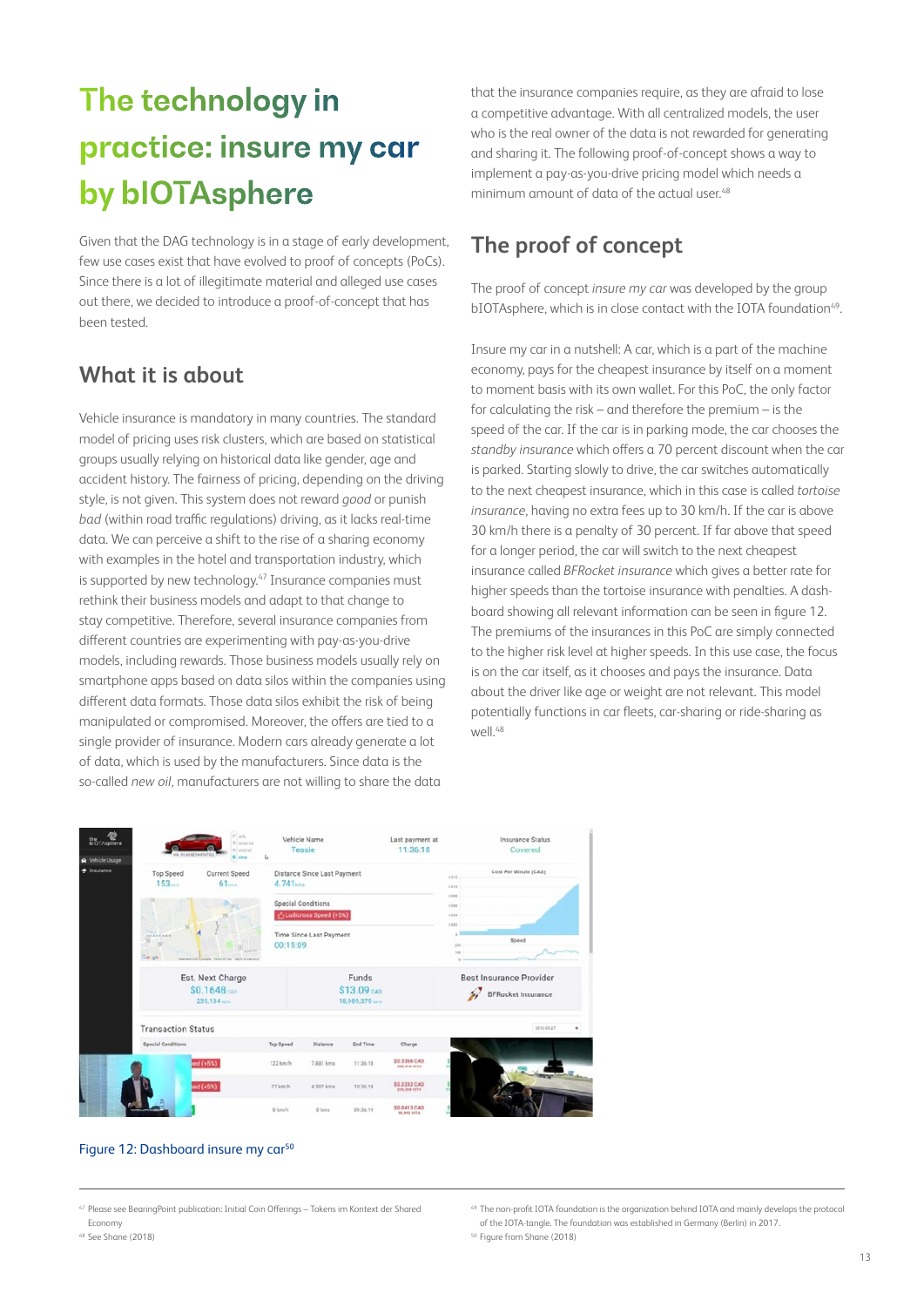# The technology in practice: insure my car by bIOTAsphere

Given that the DAG technology is in a stage of early development, few use cases exist that have evolved to proof of concepts (PoCs). Since there is a lot of illegitimate material and alleged use cases out there, we decided to introduce a proof-of-concept that has been tested.

## What it is about

Vehicle insurance is mandatory in many countries. The standard model of pricing uses risk clusters, which are based on statistical groups usually relying on historical data like gender, age and accident history. The fairness of pricing, depending on the driving style, is not given. This system does not reward *good* or punish *bad* (within road traffic regulations) driving, as it lacks real-time data. We can perceive a shift to the rise of a sharing economy with examples in the hotel and transportation industry, which is supported by new technology.[47] Insurance companies must rethink their business models and adapt to that change to stay competitive. Therefore, several insurance companies from different countries are experimenting with pay-as-you-drive models, including rewards. Those business models usually rely on smartphone apps based on data silos within the companies using different data formats. Those data silos exhibit the risk of being manipulated or compromised. Moreover, the offers are tied to a single provider of insurance. Modern cars already generate a lot of data, which is used by the manufacturers. Since data is the so-called *new oil*, manufacturers are not willing to share the data that the insurance companies require, as they are afraid to lose a competitive advantage. With all centralized models, the user who is the real owner of the data is not rewarded for generating and sharing it. The following proof-of-concept shows a way to implement a pay-as-you-drive pricing model which needs a minimum amount of data of the actual user.[48]

## The proof of concept

The proof of concept *insure my car* was developed by the group bIOTAsphere, which is in close contact with the IOTA foundation[49].

Insure my car in a nutshell: A car, which is a part of the machine economy, pays for the cheapest insurance by itself on a moment to moment basis with its own wallet. For this PoC, the only factor for calculating the risk – and therefore the premium – is the speed of the car. If the car is in parking mode, the car chooses the *standby insurance* which offers a 70 percent discount when the car is parked. Starting slowly to drive, the car switches automatically to the next cheapest insurance, which in this case is called *tortoise insurance*, having no extra fees up to 30 km/h. If the car is above 30 km/h there is a penalty of 30 percent. If far above that speed for a longer period, the car will switch to the next cheapest insurance called *BFRocket insurance* which gives a better rate for higher speeds than the tortoise insurance with penalties. A dashboard showing all relevant information can be seen in figure 12. The premiums of the insurances in this PoC are simply connected to the higher risk level at higher speeds. In this use case, the focus is on the car itself, as it chooses and pays the insurance. Data about the driver like age or weight are not relevant. This model potentially functions in car fleets, car-sharing or ride-sharing as well.[48]

Figure 12: Dashboard insure my car[50]

---

[47] Please see BearingPoint publication: Initial Coin Offerings – Tokens im Kontext der Shared Economy

[48] See Shane (2018)

[49] The non-profit IOTA foundation is the organization behind IOTA and mainly develops the protocol of the IOTA-tangle. The foundation was established in Germany (Berlin) in 2017.

[50] Figure from Shane (2018)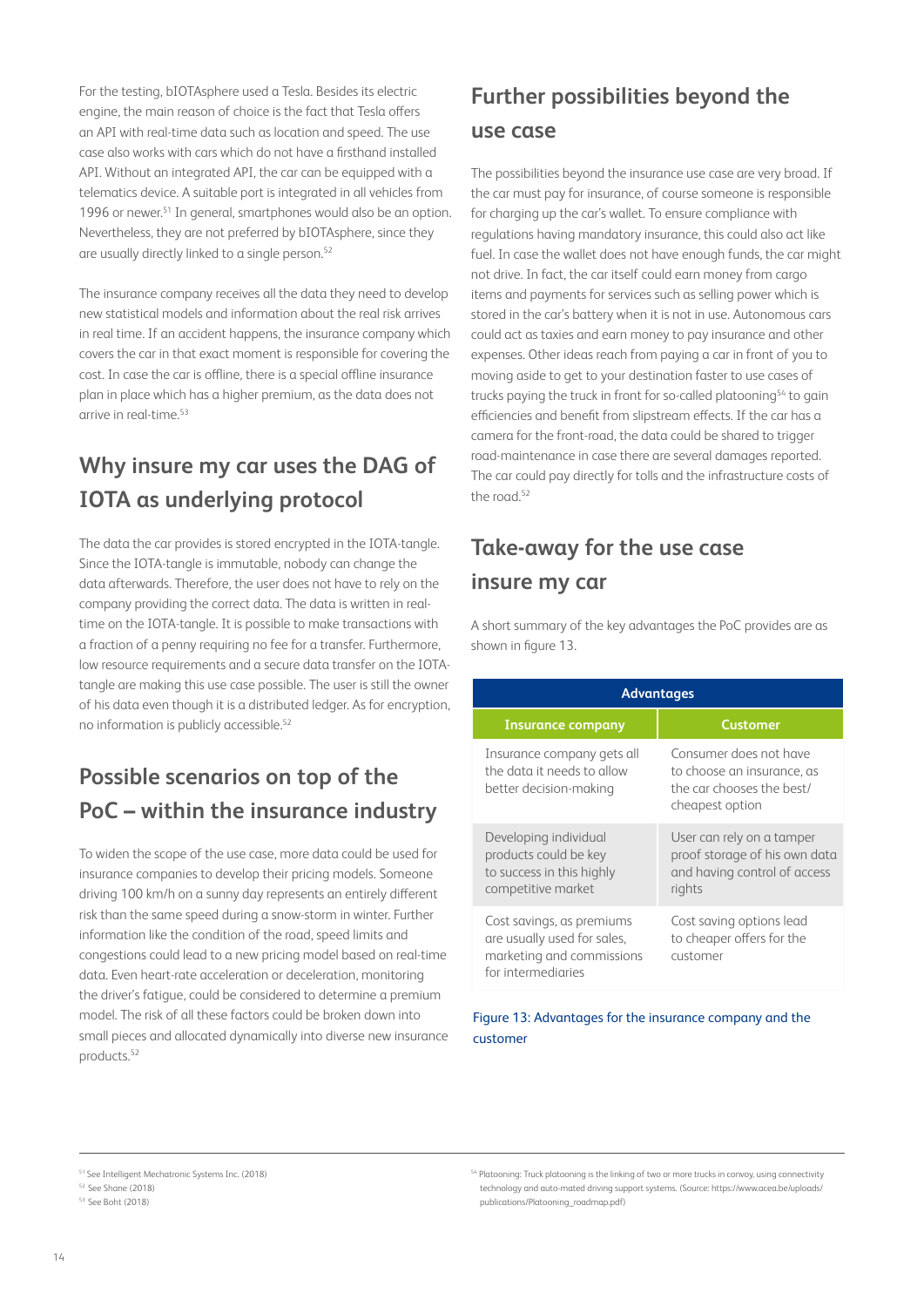For the testing, bIOTAsphere used a Tesla. Besides its electric engine, the main reason of choice is the fact that Tesla offers an API with real-time data such as location and speed. The use case also works with cars which do not have a firsthand installed API. Without an integrated API, the car can be equipped with a telematics device. A suitable port is integrated in all vehicles from 1996 or newer.[51] In general, smartphones would also be an option. Nevertheless, they are not preferred by bIOTAsphere, since they are usually directly linked to a single person.[52]

The insurance company receives all the data they need to develop new statistical models and information about the real risk arrives in real time. If an accident happens, the insurance company which covers the car in that exact moment is responsible for covering the cost. In case the car is offline, there is a special offline insurance plan in place which has a higher premium, as the data does not arrive in real-time.[53]

## Why insure my car uses the DAG of IOTA as underlying protocol

The data the car provides is stored encrypted in the IOTA-tangle. Since the IOTA-tangle is immutable, nobody can change the data afterwards. Therefore, the user does not have to rely on the company providing the correct data. The data is written in real-time on the IOTA-tangle. It is possible to make transactions with a fraction of a penny requiring no fee for a transfer. Furthermore, low resource requirements and a secure data transfer on the IOTA-tangle are making this use case possible. The user is still the owner of his data even though it is a distributed ledger. As for encryption, no information is publicly accessible.[52]

## Possible scenarios on top of the PoC – within the insurance industry

To widen the scope of the use case, more data could be used for insurance companies to develop their pricing models. Someone driving 100 km/h on a sunny day represents an entirely different risk than the same speed during a snow-storm in winter. Further information like the condition of the road, speed limits and congestions could lead to a new pricing model based on real-time data. Even heart-rate acceleration or deceleration, monitoring the driver's fatigue, could be considered to determine a premium model. The risk of all these factors could be broken down into small pieces and allocated dynamically into diverse new insurance products.[52]

## Further possibilities beyond the use case

The possibilities beyond the insurance use case are very broad. If the car must pay for insurance, of course someone is responsible for charging up the car's wallet. To ensure compliance with regulations having mandatory insurance, this could also act like fuel. In case the wallet does not have enough funds, the car might not drive. In fact, the car itself could earn money from cargo items and payments for services such as selling power which is stored in the car's battery when it is not in use. Autonomous cars could act as taxies and earn money to pay insurance and other expenses. Other ideas reach from paying a car in front of you to moving aside to get to your destination faster to use cases of trucks paying the truck in front for so-called platooning[54] to gain efficiencies and benefit from slipstream effects. If the car has a camera for the front-road, the data could be shared to trigger road-maintenance in case there are several damages reported. The car could pay directly for tolls and the infrastructure costs of the road.[52]

## Take-away for the use case insure my car

A short summary of the key advantages the PoC provides are as shown in figure 13.

| Advantages | |
|---|---|
| **Insurance company** | **Customer** |
| Insurance company gets all the data it needs to allow better decision-making | Consumer does not have to choose an insurance, as the car chooses the best/ cheapest option |
| Developing individual products could be key to success in this highly competitive market | User can rely on a tamper proof storage of his own data and having control of access rights |
| Cost savings, as premiums are usually used for sales, marketing and commissions for intermediaries | Cost saving options lead to cheaper offers for the customer |

Figure 13: Advantages for the insurance company and the customer

[51] See Intelligent Mechatronic Systems Inc. (2018)
[52] See Shane (2018)
[53] See Boht (2018)
[54] Platooning: Truck platooning is the linking of two or more trucks in convoy, using connectivity technology and auto-mated driving support systems. (Source: https://www.acea.be/uploads/publications/Platooning_roadmap.pdf)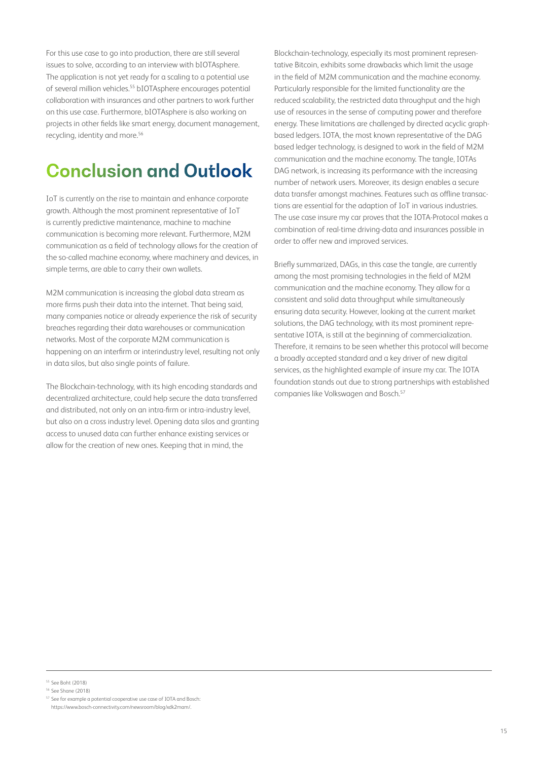For this use case to go into production, there are still several issues to solve, according to an interview with bIOTAsphere. The application is not yet ready for a scaling to a potential use of several million vehicles.[55] bIOTAsphere encourages potential collaboration with insurances and other partners to work further on this use case. Furthermore, bIOTAsphere is also working on projects in other fields like smart energy, document management, recycling, identity and more.[56]

## Conclusion and Outlook

IoT is currently on the rise to maintain and enhance corporate growth. Although the most prominent representative of IoT is currently predictive maintenance, machine to machine communication is becoming more relevant. Furthermore, M2M communication as a field of technology allows for the creation of the so-called machine economy, where machinery and devices, in simple terms, are able to carry their own wallets.

M2M communication is increasing the global data stream as more firms push their data into the internet. That being said, many companies notice or already experience the risk of security breaches regarding their data warehouses or communication networks. Most of the corporate M2M communication is happening on an interfirm or interindustry level, resulting not only in data silos, but also single points of failure.

The Blockchain-technology, with its high encoding standards and decentralized architecture, could help secure the data transferred and distributed, not only on an intra-firm or intra-industry level, but also on a cross industry level. Opening data silos and granting access to unused data can further enhance existing services or allow for the creation of new ones. Keeping that in mind, the Blockchain-technology, especially its most prominent representative Bitcoin, exhibits some drawbacks which limit the usage in the field of M2M communication and the machine economy. Particularly responsible for the limited functionality are the reduced scalability, the restricted data throughput and the high use of resources in the sense of computing power and therefore energy. These limitations are challenged by directed acyclic graph-based ledgers. IOTA, the most known representative of the DAG based ledger technology, is designed to work in the field of M2M communication and the machine economy. The tangle, IOTAs DAG network, is increasing its performance with the increasing number of network users. Moreover, its design enables a secure data transfer amongst machines. Features such as offline transactions are essential for the adaption of IoT in various industries. The use case insure my car proves that the IOTA-Protocol makes a combination of real-time driving-data and insurances possible in order to offer new and improved services.

Briefly summarized, DAGs, in this case the tangle, are currently among the most promising technologies in the field of M2M communication and the machine economy. They allow for a consistent and solid data throughput while simultaneously ensuring data security. However, looking at the current market solutions, the DAG technology, with its most prominent representative IOTA, is still at the beginning of commercialization. Therefore, it remains to be seen whether this protocol will become a broadly accepted standard and a key driver of new digital services, as the highlighted example of insure my car. The IOTA foundation stands out due to strong partnerships with established companies like Volkswagen and Bosch.[57]

---

[55] See Boht (2018)

[56] See Shane (2018)

[57] See for example a potential cooperative use case of IOTA and Bosch: https://www.bosch-connectivity.com/newsroom/blog/xdk2mam/.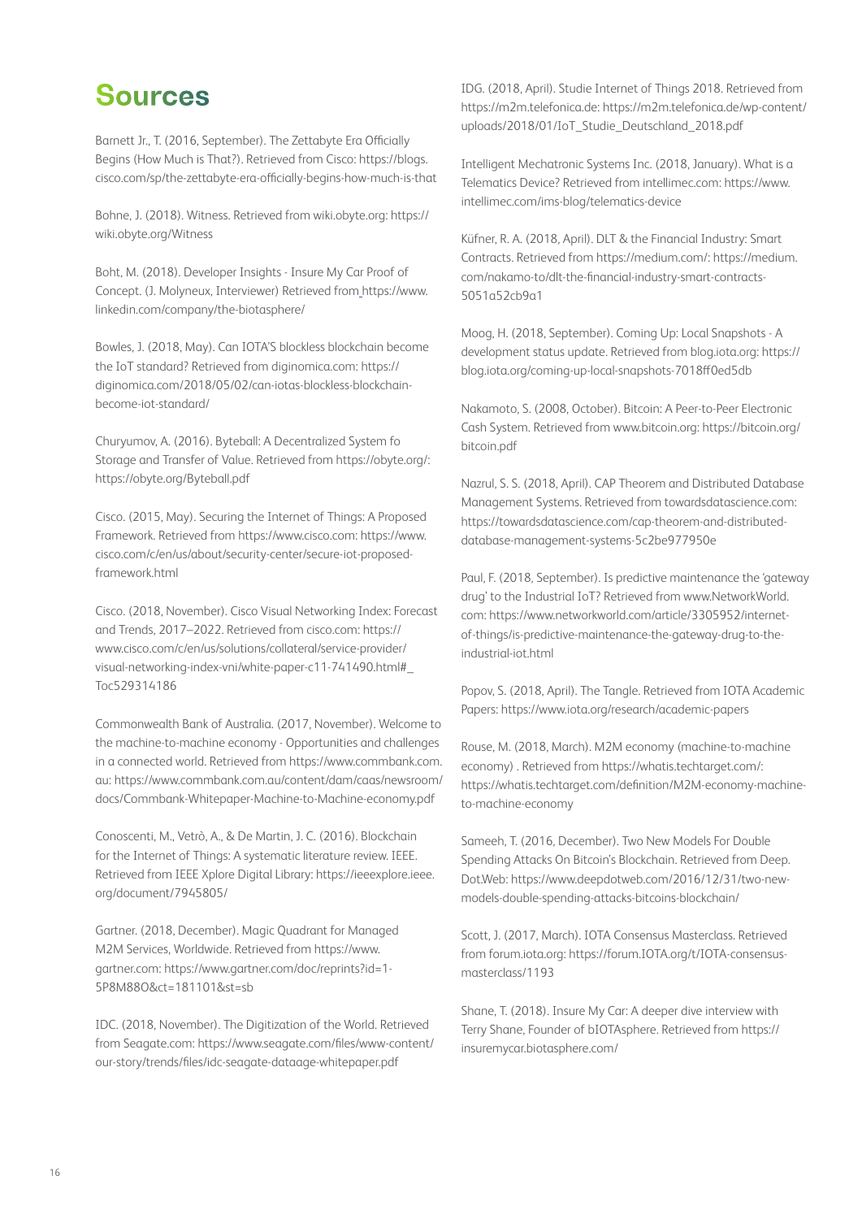# Sources

Barnett Jr., T. (2016, September). The Zettabyte Era Officially Begins (How Much is That?). Retrieved from Cisco: https://blogs.cisco.com/sp/the-zettabyte-era-officially-begins-how-much-is-that

Bohne, J. (2018). Witness. Retrieved from wiki.obyte.org: https://wiki.obyte.org/Witness

Boht, M. (2018). Developer Insights - Insure My Car Proof of Concept. (J. Molyneux, Interviewer) Retrieved from https://www.linkedin.com/company/the-biotasphere/

Bowles, J. (2018, May). Can IOTA'S blockless blockchain become the IoT standard? Retrieved from diginomica.com: https://diginomica.com/2018/05/02/can-iotas-blockless-blockchain-become-iot-standard/

Churyumov, A. (2016). Byteball: A Decentralized System fo Storage and Transfer of Value. Retrieved from https://obyte.org/: https://obyte.org/Byteball.pdf

Cisco. (2015, May). Securing the Internet of Things: A Proposed Framework. Retrieved from https://www.cisco.com: https://www.cisco.com/c/en/us/about/security-center/secure-iot-proposed-framework.html

Cisco. (2018, November). Cisco Visual Networking Index: Forecast and Trends, 2017–2022. Retrieved from cisco.com: https://www.cisco.com/c/en/us/solutions/collateral/service-provider/visual-networking-index-vni/white-paper-c11-741490.html#_Toc529314186

Commonwealth Bank of Australia. (2017, November). Welcome to the machine-to-machine economy - Opportunities and challenges in a connected world. Retrieved from https://www.commbank.com.au: https://www.commbank.com.au/content/dam/caas/newsroom/docs/Commbank-Whitepaper-Machine-to-Machine-economy.pdf

Conoscenti, M., Vetrò, A., & De Martin, J. C. (2016). Blockchain for the Internet of Things: A systematic literature review. IEEE. Retrieved from IEEE Xplore Digital Library: https://ieeexplore.ieee.org/document/7945805/

Gartner. (2018, December). Magic Quadrant for Managed M2M Services, Worldwide. Retrieved from https://www.gartner.com: https://www.gartner.com/doc/reprints?id=1-5P8M88O&ct=181101&st=sb

IDC. (2018, November). The Digitization of the World. Retrieved from Seagate.com: https://www.seagate.com/files/www-content/our-story/trends/files/idc-seagate-dataage-whitepaper.pdf

IDG. (2018, April). Studie Internet of Things 2018. Retrieved from https://m2m.telefonica.de: https://m2m.telefonica.de/wp-content/uploads/2018/01/IoT_Studie_Deutschland_2018.pdf

Intelligent Mechatronic Systems Inc. (2018, January). What is a Telematics Device? Retrieved from intellimec.com: https://www.intellimec.com/ims-blog/telematics-device

Küfner, R. A. (2018, April). DLT & the Financial Industry: Smart Contracts. Retrieved from https://medium.com/: https://medium.com/nakamo-to/dlt-the-financial-industry-smart-contracts-5051a52cb9a1

Moog, H. (2018, September). Coming Up: Local Snapshots - A development status update. Retrieved from blog.iota.org: https://blog.iota.org/coming-up-local-snapshots-7018ff0ed5db

Nakamoto, S. (2008, October). Bitcoin: A Peer-to-Peer Electronic Cash System. Retrieved from www.bitcoin.org: https://bitcoin.org/bitcoin.pdf

Nazrul, S. S. (2018, April). CAP Theorem and Distributed Database Management Systems. Retrieved from towardsdatascience.com: https://towardsdatascience.com/cap-theorem-and-distributed-database-management-systems-5c2be977950e

Paul, F. (2018, September). Is predictive maintenance the 'gateway drug' to the Industrial IoT? Retrieved from www.NetworkWorld.com: https://www.networkworld.com/article/3305952/internet-of-things/is-predictive-maintenance-the-gateway-drug-to-the-industrial-iot.html

Popov, S. (2018, April). The Tangle. Retrieved from IOTA Academic Papers: https://www.iota.org/research/academic-papers

Rouse, M. (2018, March). M2M economy (machine-to-machine economy) . Retrieved from https://whatis.techtarget.com/: https://whatis.techtarget.com/definition/M2M-economy-machine-to-machine-economy

Sameeh, T. (2016, December). Two New Models For Double Spending Attacks On Bitcoin's Blockchain. Retrieved from Deep.Dot.Web: https://www.deepdotweb.com/2016/12/31/two-new-models-double-spending-attacks-bitcoins-blockchain/

Scott, J. (2017, March). IOTA Consensus Masterclass. Retrieved from forum.iota.org: https://forum.IOTA.org/t/IOTA-consensus-masterclass/1193

Shane, T. (2018). Insure My Car: A deeper dive interview with Terry Shane, Founder of bIOTAsphere. Retrieved from https://insuremycar.biotasphere.com/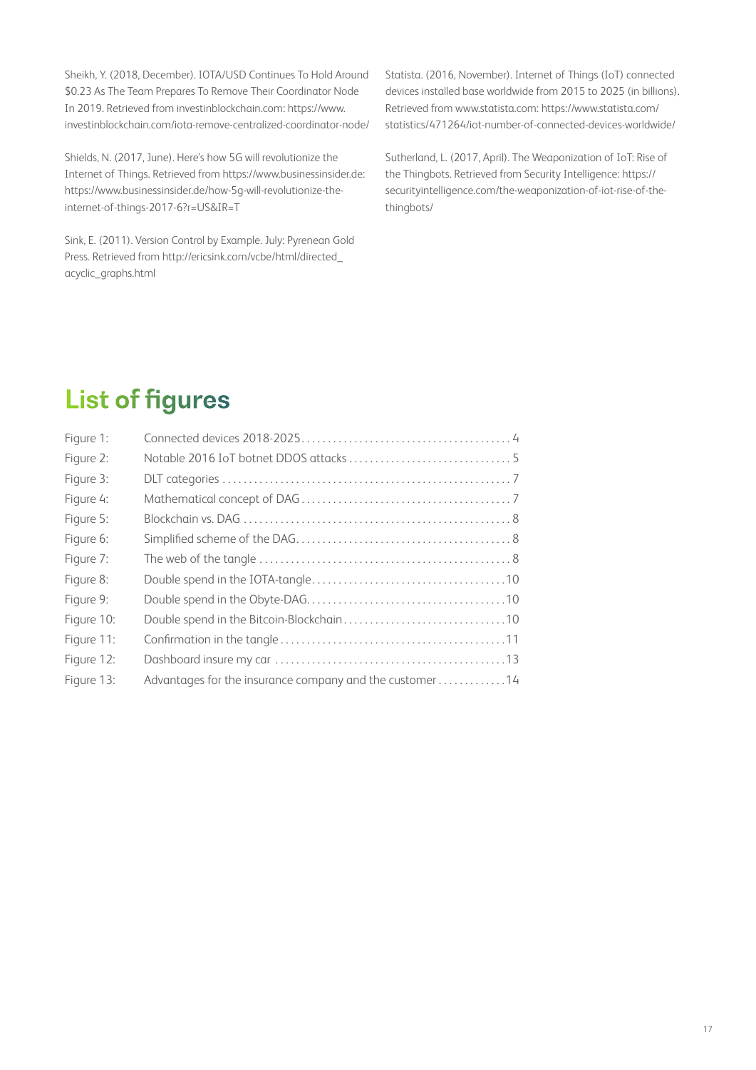Sheikh, Y. (2018, December). IOTA/USD Continues To Hold Around $0.23 As The Team Prepares To Remove Their Coordinator Node In 2019. Retrieved from investinblockchain.com: https://www.investinblockchain.com/iota-remove-centralized-coordinator-node/

Shields, N. (2017, June). Here's how 5G will revolutionize the Internet of Things. Retrieved from https://www.businessinsider.de: https://www.businessinsider.de/how-5g-will-revolutionize-the-internet-of-things-2017-6?r=US&IR=T

Sink, E. (2011). Version Control by Example. July: Pyrenean Gold Press. Retrieved from http://ericsink.com/vcbe/html/directed_acyclic_graphs.html

Statista. (2016, November). Internet of Things (IoT) connected devices installed base worldwide from 2015 to 2025 (in billions). Retrieved from www.statista.com: https://www.statista.com/statistics/471264/iot-number-of-connected-devices-worldwide/

Sutherland, L. (2017, April). The Weaponization of IoT: Rise of the Thingbots. Retrieved from Security Intelligence: https://securityintelligence.com/the-weaponization-of-iot-rise-of-the-thingbots/

# List of figures

| | | |
|---|---|---|
| Figure 1: | Connected devices 2018-2025 | 4 |
| Figure 2: | Notable 2016 IoT botnet DDOS attacks | 5 |
| Figure 3: | DLT categories | 7 |
| Figure 4: | Mathematical concept of DAG | 7 |
| Figure 5: | Blockchain vs. DAG | 8 |
| Figure 6: | Simplified scheme of the DAG | 8 |
| Figure 7: | The web of the tangle | 8 |
| Figure 8: | Double spend in the IOTA-tangle | 10 |
| Figure 9: | Double spend in the Obyte-DAG | 10 |
| Figure 10: | Double spend in the Bitcoin-Blockchain | 10 |
| Figure 11: | Confirmation in the tangle | 11 |
| Figure 12: | Dashboard insure my car | 13 |
| Figure 13: | Advantages for the insurance company and the customer | 14 |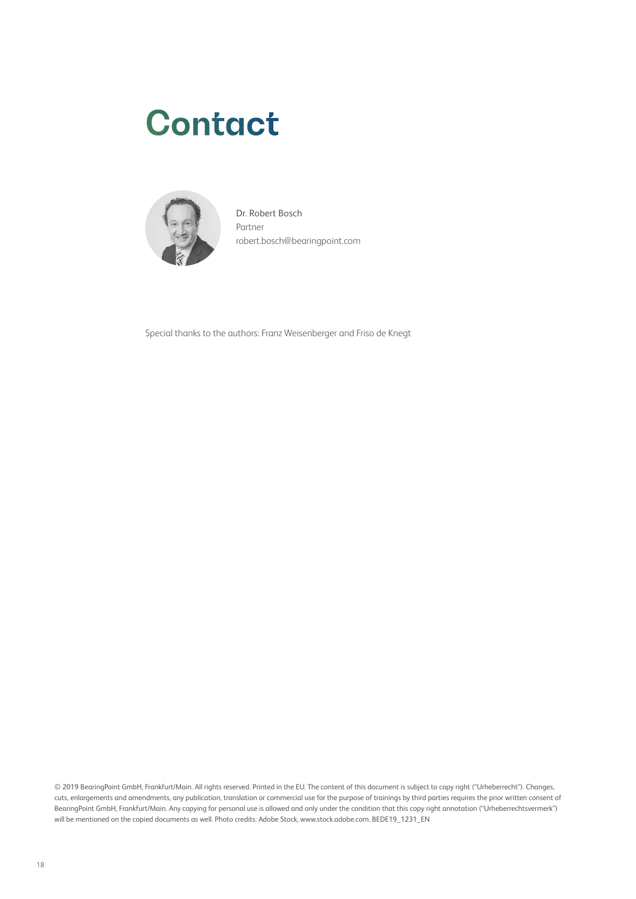# Contact

Dr. Robert Bosch
Partner
robert.bosch@bearingpoint.com

Special thanks to the authors: Franz Weisenberger and Friso de Knegt

© 2019 BearingPoint GmbH, Frankfurt/Main. All rights reserved. Printed in the EU. The content of this document is subject to copy right ("Urheberrecht"). Changes, cuts, enlargements and amendments, any publication, translation or commercial use for the purpose of trainings by third parties requires the prior written consent of BearingPoint GmbH, Frankfurt/Main. Any copying for personal use is allowed and only under the condition that this copy right annotation ("Urheberrechtsvermerk") will be mentioned on the copied documents as well. Photo credits: Adobe Stock, www.stock.adobe.com. BEDE19_1231_EN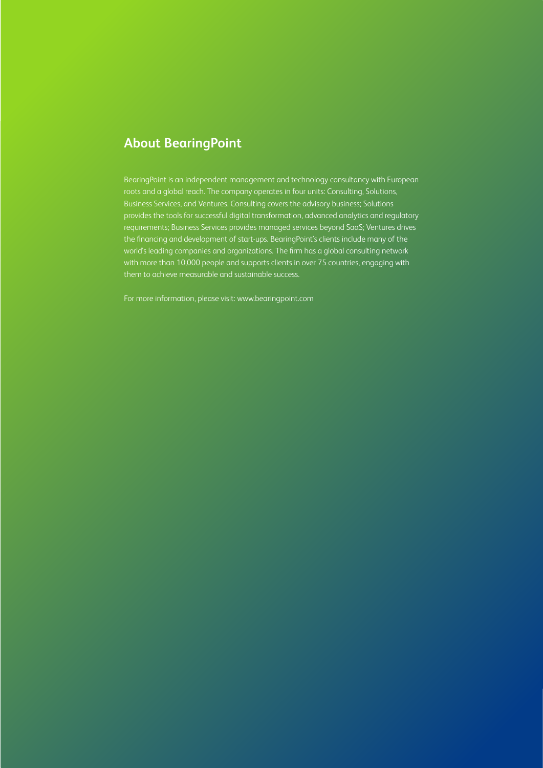## About BearingPoint

BearingPoint is an independent management and technology consultancy with European roots and a global reach. The company operates in four units: Consulting, Solutions, Business Services, and Ventures. Consulting covers the advisory business; Solutions provides the tools for successful digital transformation, advanced analytics and regulatory requirements; Business Services provides managed services beyond SaaS; Ventures drives the financing and development of start-ups. BearingPoint's clients include many of the world's leading companies and organizations. The firm has a global consulting network with more than 10,000 people and supports clients in over 75 countries, engaging with them to achieve measurable and sustainable success.

For more information, please visit: www.bearingpoint.com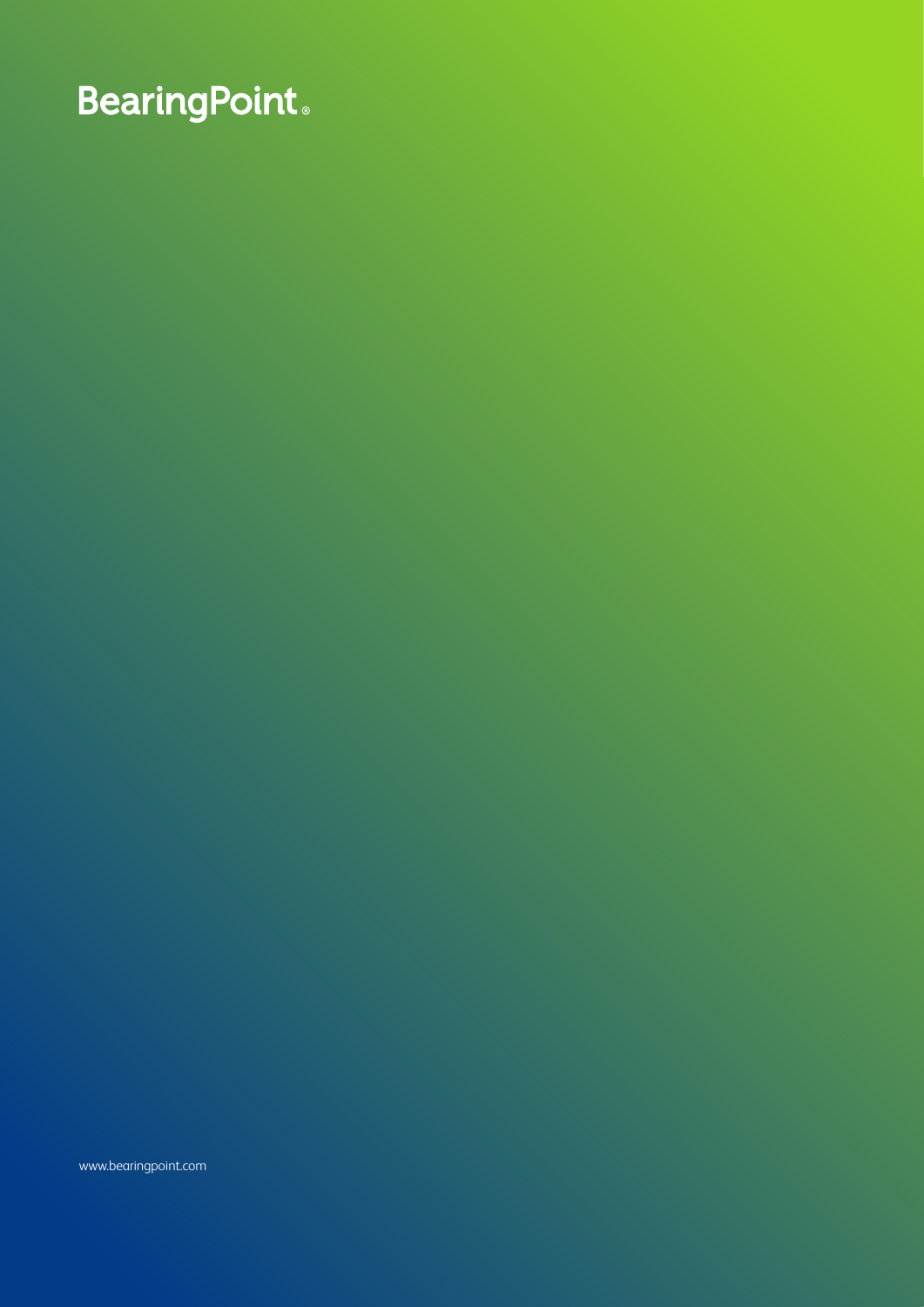BearingPoint®

www.bearingpoint.com